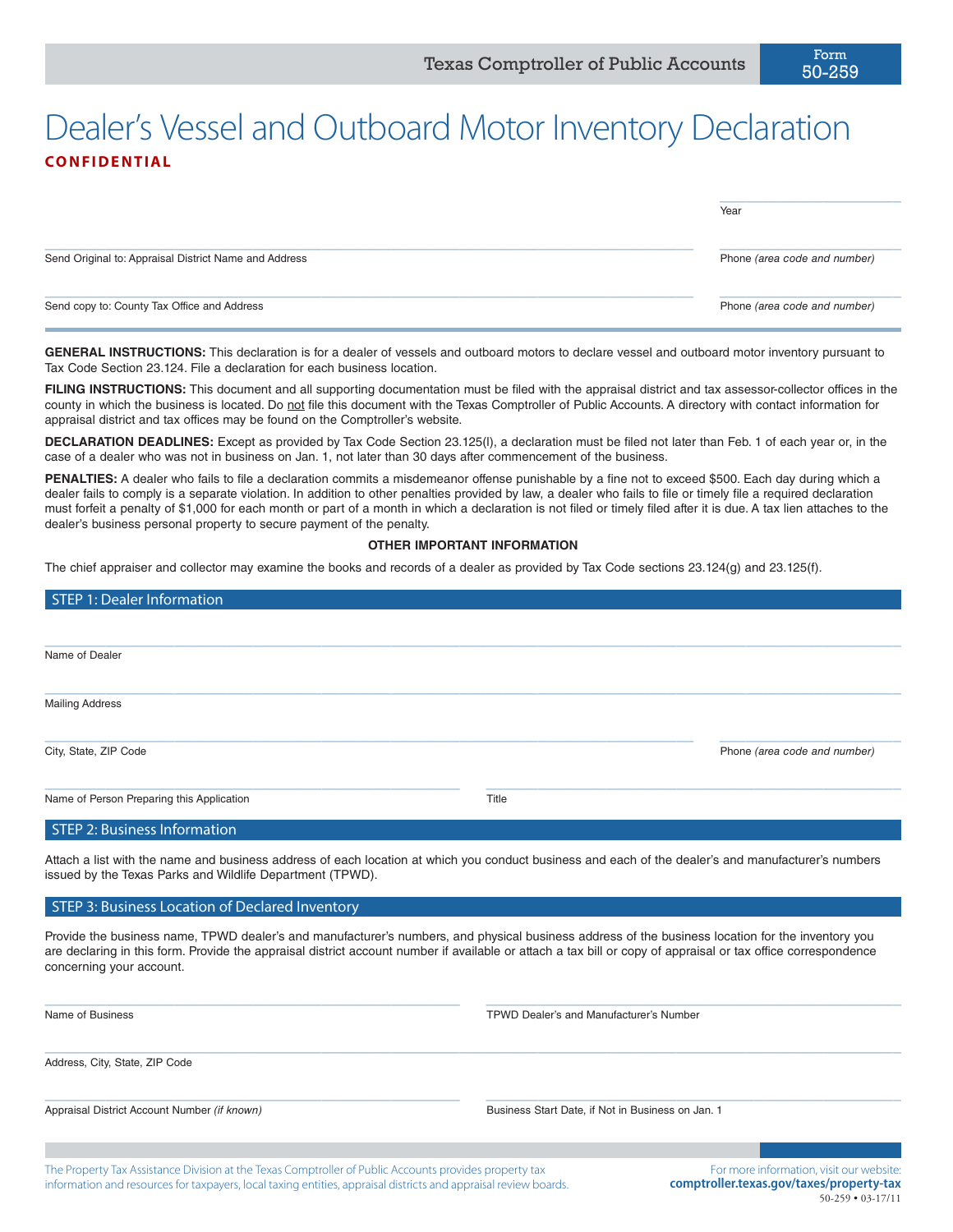Texas Comptroller of Public Accounts

Form 50-259

# Dealer's Vessel and Outboard Motor Inventory Declaration

**CONFIDENTIAL**

Year

Send Original to: Appraisal District Name and Address

Phone *(area code and number)*

Send copy to: County Tax Office and Address

Phone *(area code and number)*

**GENERAL INSTRUCTIONS:** This declaration is for a dealer of vessels and outboard motors to declare vessel and outboard motor inventory pursuant to Tax Code Section 23.124. File a declaration for each business location.

**FILING INSTRUCTIONS:** This document and all supporting documentation must be filed with the appraisal district and tax assessor-collector offices in the county in which the business is located. Do not file this document with the Texas Comptroller of Public Accounts. A directory with contact information for appraisal district and tax offices may be found on the Comptroller's website.

**DECLARATION DEADLINES:** Except as provided by Tax Code Section 23.125(l), a declaration must be filed not later than Feb. 1 of each year or, in the case of a dealer who was not in business on Jan. 1, not later than 30 days after commencement of the business.

**PENALTIES:** A dealer who fails to file a declaration commits a misdemeanor offense punishable by a fine not to exceed $500. Each day during which a dealer fails to comply is a separate violation. In addition to other penalties provided by law, a dealer who fails to file or timely file a required declaration must forfeit a penalty of $1,000 for each month or part of a month in which a declaration is not filed or timely filed after it is due. A tax lien attaches to the dealer's business personal property to secure payment of the penalty.

**OTHER IMPORTANT INFORMATION**

The chief appraiser and collector may examine the books and records of a dealer as provided by Tax Code sections 23.124(g) and 23.125(f).

## STEP 1: Dealer Information

Name of Dealer

Mailing Address

City, State, ZIP Code

Phone *(area code and number)*

Name of Person Preparing this Application

Title

## STEP 2: Business Information

Attach a list with the name and business address of each location at which you conduct business and each of the dealer's and manufacturer's numbers issued by the Texas Parks and Wildlife Department (TPWD).

## STEP 3: Business Location of Declared Inventory

Provide the business name, TPWD dealer's and manufacturer's numbers, and physical business address of the business location for the inventory you are declaring in this form. Provide the appraisal district account number if available or attach a tax bill or copy of appraisal or tax office correspondence concerning your account.

Name of Business

TPWD Dealer's and Manufacturer's Number

Address, City, State, ZIP Code

Appraisal District Account Number *(if known)*

Business Start Date, if Not in Business on Jan. 1

The Property Tax Assistance Division at the Texas Comptroller of Public Accounts provides property tax information and resources for taxpayers, local taxing entities, appraisal districts and appraisal review boards.

For more information, visit our website: **comptroller.texas.gov/taxes/property-tax**

50-259 • 03-17/11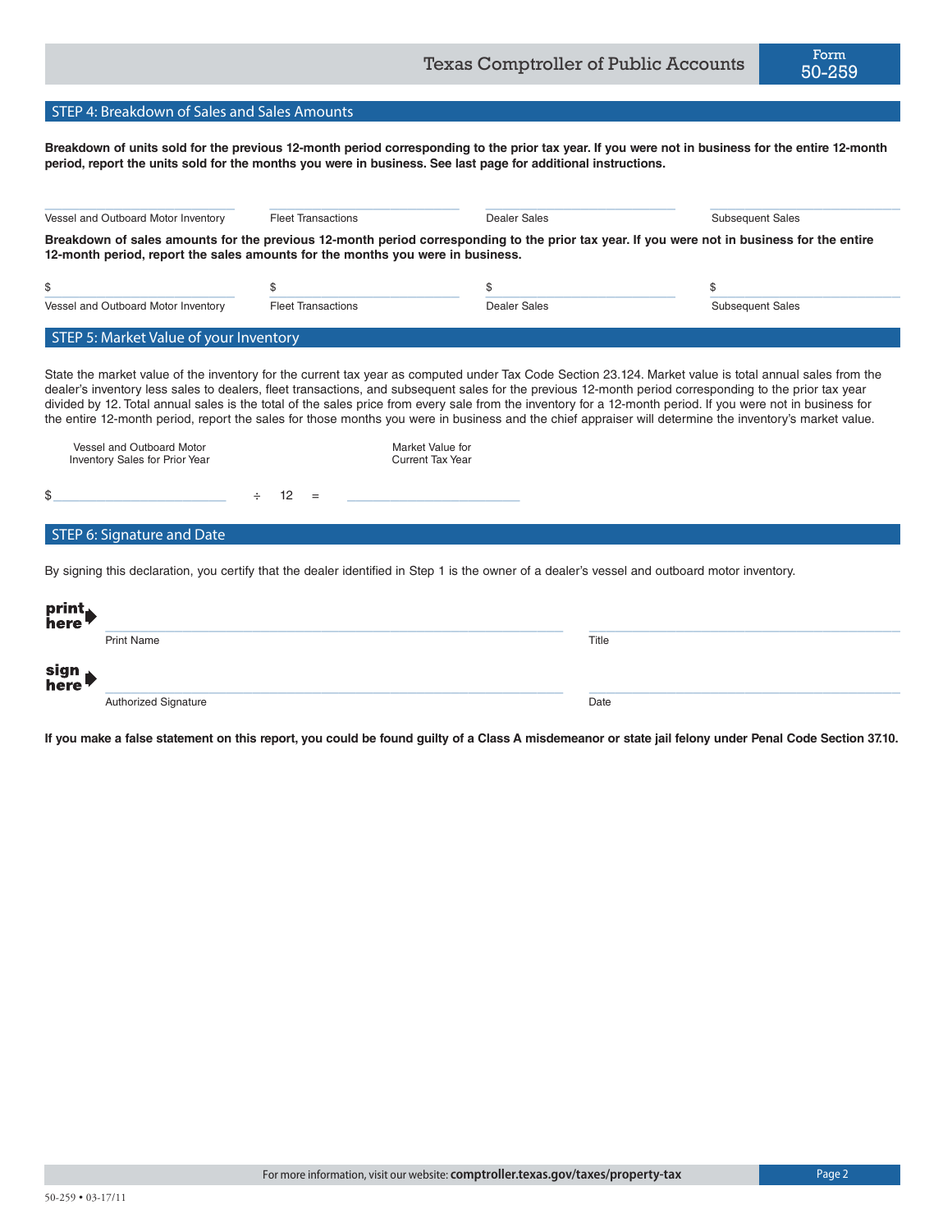## STEP 4: Breakdown of Sales and Sales Amounts

**Breakdown of units sold for the previous 12-month period corresponding to the prior tax year. If you were not in business for the entire 12-month period, report the units sold for the months you were in business. See last page for additional instructions.**

| Vessel and Outboard Motor Inventory | Fleet Transactions | Dealer Sales | Subsequent Sales |
|---|---|---|---|
| ______________ | ______________ | ______________ | ______________ |

**Breakdown of sales amounts for the previous 12-month period corresponding to the prior tax year. If you were not in business for the entire 12-month period, report the sales amounts for the months you were in business.**

| Vessel and Outboard Motor Inventory | Fleet Transactions | Dealer Sales | Subsequent Sales |
|---|---|---|---|
| $ ______________ | $ ______________ | $ ______________ | $ ______________ |

## STEP 5: Market Value of your Inventory

State the market value of the inventory for the current tax year as computed under Tax Code Section 23.124. Market value is total annual sales from the dealer's inventory less sales to dealers, fleet transactions, and subsequent sales for the previous 12-month period corresponding to the prior tax year divided by 12. Total annual sales is the total of the sales price from every sale from the inventory for a 12-month period. If you were not in business for the entire 12-month period, report the sales for those months you were in business and the chief appraiser will determine the inventory's market value.

| Vessel and Outboard Motor Inventory Sales for Prior Year | | | | Market Value for Current Tax Year |
|---|---|---|---|---|
| $ ______________ | ÷ | 12 | = | ______________ |

## STEP 6: Signature and Date

By signing this declaration, you certify that the dealer identified in Step 1 is the owner of a dealer's vessel and outboard motor inventory.

**print here** ______________________________ Print Name ______________________________ Title

**sign here** ______________________________ Authorized Signature ______________________________ Date

**If you make a false statement on this report, you could be found guilty of a Class A misdemeanor or state jail felony under Penal Code Section 37.10.**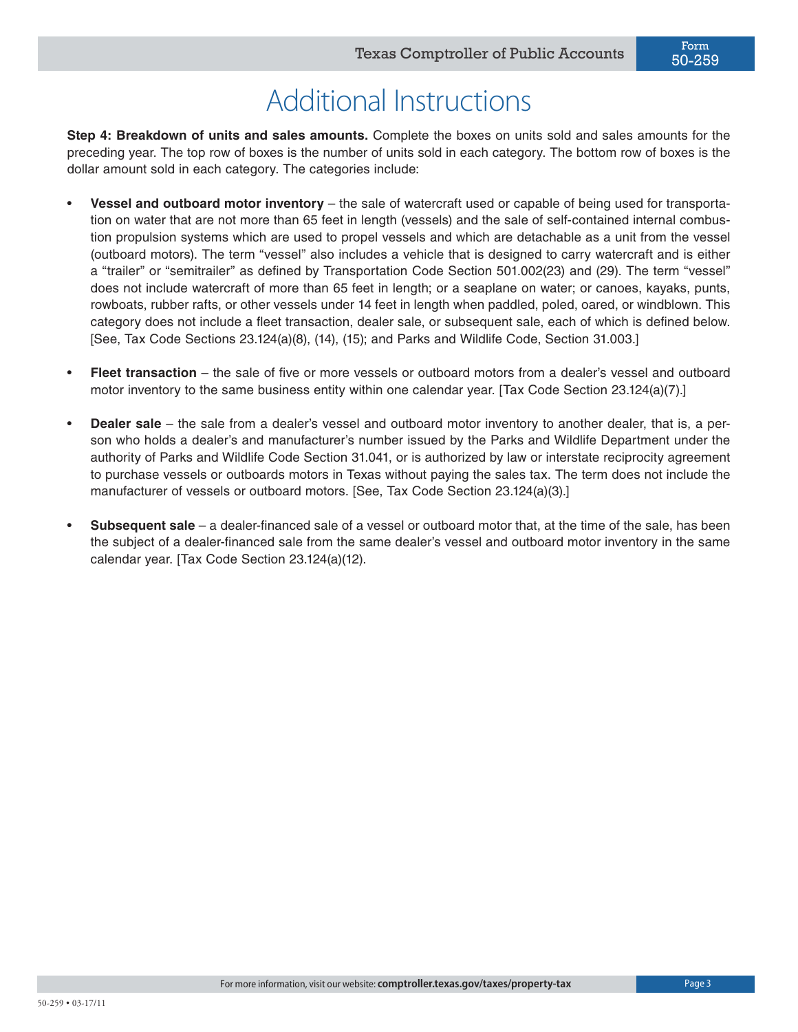# Additional Instructions

**Step 4: Breakdown of units and sales amounts.** Complete the boxes on units sold and sales amounts for the preceding year. The top row of boxes is the number of units sold in each category. The bottom row of boxes is the dollar amount sold in each category. The categories include:

- **Vessel and outboard motor inventory** – the sale of watercraft used or capable of being used for transportation on water that are not more than 65 feet in length (vessels) and the sale of self-contained internal combustion propulsion systems which are used to propel vessels and which are detachable as a unit from the vessel (outboard motors). The term "vessel" also includes a vehicle that is designed to carry watercraft and is either a "trailer" or "semitrailer" as defined by Transportation Code Section 501.002(23) and (29). The term "vessel" does not include watercraft of more than 65 feet in length; or a seaplane on water; or canoes, kayaks, punts, rowboats, rubber rafts, or other vessels under 14 feet in length when paddled, poled, oared, or windblown. This category does not include a fleet transaction, dealer sale, or subsequent sale, each of which is defined below. [See, Tax Code Sections 23.124(a)(8), (14), (15); and Parks and Wildlife Code, Section 31.003.]

- **Fleet transaction** – the sale of five or more vessels or outboard motors from a dealer's vessel and outboard motor inventory to the same business entity within one calendar year. [Tax Code Section 23.124(a)(7).]

- **Dealer sale** – the sale from a dealer's vessel and outboard motor inventory to another dealer, that is, a person who holds a dealer's and manufacturer's number issued by the Parks and Wildlife Department under the authority of Parks and Wildlife Code Section 31.041, or is authorized by law or interstate reciprocity agreement to purchase vessels or outboards motors in Texas without paying the sales tax. The term does not include the manufacturer of vessels or outboard motors. [See, Tax Code Section 23.124(a)(3).]

- **Subsequent sale** – a dealer-financed sale of a vessel or outboard motor that, at the time of the sale, has been the subject of a dealer-financed sale from the same dealer's vessel and outboard motor inventory in the same calendar year. [Tax Code Section 23.124(a)(12).